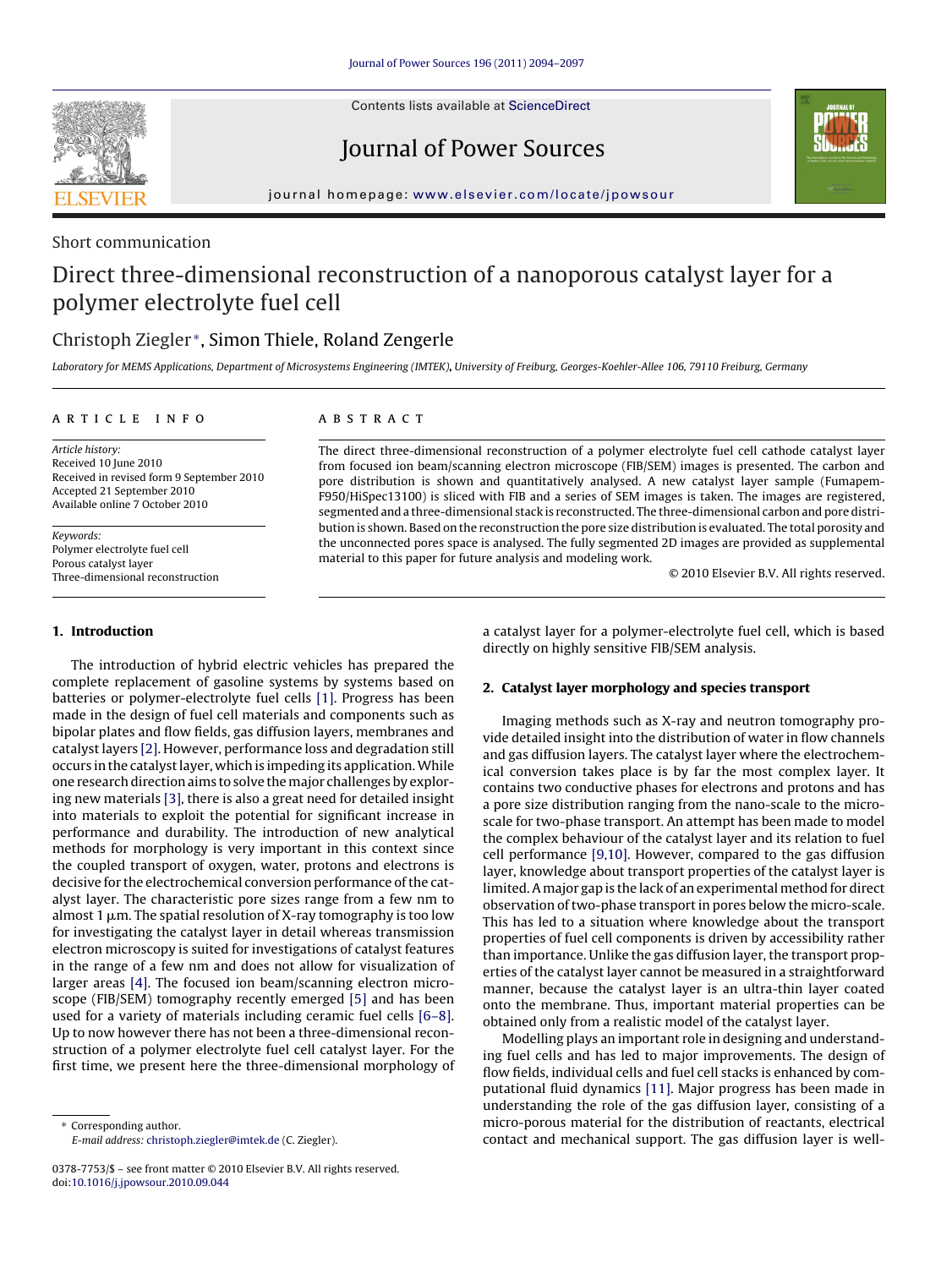Short communication

# Direct three-dimensional reconstruction of a nanoporous catalyst layer for a polymer electrolyte fuel cell

Christoph Ziegler*, Simon Thiele, Roland Zengerle

*Laboratory for MEMS Applications, Department of Microsystems Engineering (IMTEK), University of Freiburg, Georges-Koehler-Allee 106, 79110 Freiburg, Germany*

**ARTICLE INFO**

*Article history:*
Received 10 June 2010
Received in revised form 9 September 2010
Accepted 21 September 2010
Available online 7 October 2010

*Keywords:*
Polymer electrolyte fuel cell
Porous catalyst layer
Three-dimensional reconstruction

**ABSTRACT**

The direct three-dimensional reconstruction of a polymer electrolyte fuel cell cathode catalyst layer from focused ion beam/scanning electron microscope (FIB/SEM) images is presented. The carbon and pore distribution is shown and quantitatively analysed. A new catalyst layer sample (Fumapem-F950/HiSpec13100) is sliced with FIB and a series of SEM images is taken. The images are registered, segmented and a three-dimensional stack is reconstructed. The three-dimensional carbon and pore distribution is shown. Based on the reconstruction the pore size distribution is evaluated. The total porosity and the unconnected pores space is analysed. The fully segmented 2D images are provided as supplemental material to this paper for future analysis and modeling work.

© 2010 Elsevier B.V. All rights reserved.

## 1. Introduction

The introduction of hybrid electric vehicles has prepared the complete replacement of gasoline systems by systems based on batteries or polymer-electrolyte fuel cells [1]. Progress has been made in the design of fuel cell materials and components such as bipolar plates and flow fields, gas diffusion layers, membranes and catalyst layers [2]. However, performance loss and degradation still occurs in the catalyst layer, which is impeding its application. While one research direction aims to solve the major challenges by exploring new materials [3], there is also a great need for detailed insight into materials to exploit the potential for significant increase in performance and durability. The introduction of new analytical methods for morphology is very important in this context since the coupled transport of oxygen, water, protons and electrons is decisive for the electrochemical conversion performance of the catalyst layer. The characteristic pore sizes range from a few nm to almost 1 μm. The spatial resolution of X-ray tomography is too low for investigating the catalyst layer in detail whereas transmission electron microscopy is suited for investigations of catalyst features in the range of a few nm and does not allow for visualization of larger areas [4]. The focused ion beam/scanning electron microscope (FIB/SEM) tomography recently emerged [5] and has been used for a variety of materials including ceramic fuel cells [6–8]. Up to now however there has not been a three-dimensional reconstruction of a polymer electrolyte fuel cell catalyst layer. For the first time, we present here the three-dimensional morphology of a catalyst layer for a polymer-electrolyte fuel cell, which is based directly on highly sensitive FIB/SEM analysis.

## 2. Catalyst layer morphology and species transport

Imaging methods such as X-ray and neutron tomography provide detailed insight into the distribution of water in flow channels and gas diffusion layers. The catalyst layer where the electrochemical conversion takes place is by far the most complex layer. It contains two conductive phases for electrons and protons and has a pore size distribution ranging from the nano-scale to the micro-scale for two-phase transport. An attempt has been made to model the complex behaviour of the catalyst layer and its relation to fuel cell performance [9,10]. However, compared to the gas diffusion layer, knowledge about transport properties of the catalyst layer is limited. A major gap is the lack of an experimental method for direct observation of two-phase transport in pores below the micro-scale. This has led to a situation where knowledge about the transport properties of fuel cell components is driven by accessibility rather than importance. Unlike the gas diffusion layer, the transport properties of the catalyst layer cannot be measured in a straightforward manner, because the catalyst layer is an ultra-thin layer coated onto the membrane. Thus, important material properties can be obtained only from a realistic model of the catalyst layer.

Modelling plays an important role in designing and understanding fuel cells and has led to major improvements. The design of flow fields, individual cells and fuel cell stacks is enhanced by computational fluid dynamics [11]. Major progress has been made in understanding the role of the gas diffusion layer, consisting of a micro-porous material for the distribution of reactants, electrical contact and mechanical support. The gas diffusion layer is well-

* Corresponding author.
E-mail address: christoph.ziegler@imtek.de (C. Ziegler).

0378-7753/$ – see front matter © 2010 Elsevier B.V. All rights reserved.
doi:10.1016/j.jpowsour.2010.09.044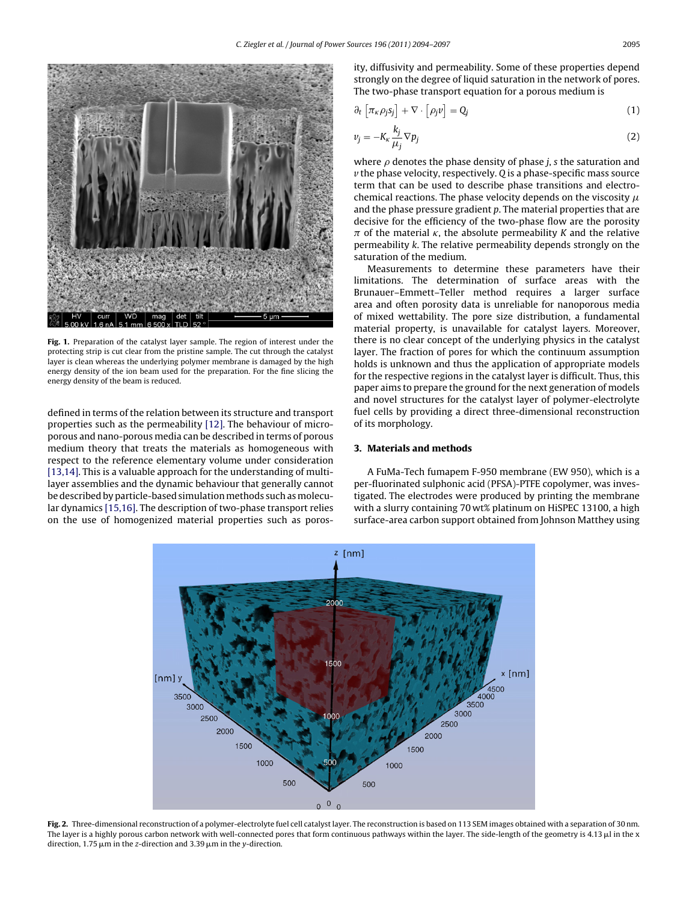Fig. 1. Preparation of the catalyst layer sample. The region of interest under the protecting strip is cut clear from the pristine sample. The cut through the catalyst layer is clean whereas the underlying polymer membrane is damaged by the high energy density of the ion beam used for the preparation. For the fine slicing the energy density of the beam is reduced.

defined in terms of the relation between its structure and transport properties such as the permeability [12]. The behaviour of micro-porous and nano-porous media can be described in terms of porous medium theory that treats the materials as homogeneous with respect to the reference elementary volume under consideration [13,14]. This is a valuable approach for the understanding of multi-layer assemblies and the dynamic behaviour that generally cannot be described by particle-based simulation methods such as molecular dynamics [15,16]. The description of two-phase transport relies on the use of homogenized material properties such as porosity, diffusivity and permeability. Some of these properties depend strongly on the degree of liquid saturation in the network of pores. The two-phase transport equation for a porous medium is

$$\partial_t \left[\pi_\kappa \rho_j s_j\right] + \nabla \cdot \left[\rho_j v\right] = Q_j \tag{1}$$

$$v_j = -K_\kappa \frac{k_j}{\mu_j} \nabla p_j \tag{2}$$

where $\rho$ denotes the phase density of phase $j$, $s$ the saturation and $v$ the phase velocity, respectively. $Q$ is a phase-specific mass source term that can be used to describe phase transitions and electrochemical reactions. The phase velocity depends on the viscosity $\mu$ and the phase pressure gradient $p$. The material properties that are decisive for the efficiency of the two-phase flow are the porosity $\pi$ of the material $\kappa$, the absolute permeability $K$ and the relative permeability $k$. The relative permeability depends strongly on the saturation of the medium.

Measurements to determine these parameters have their limitations. The determination of surface areas with the Brunauer–Emmett–Teller method requires a larger surface area and often porosity data is unreliable for nanoporous media of mixed wettability. The pore size distribution, a fundamental material property, is unavailable for catalyst layers. Moreover, there is no clear concept of the underlying physics in the catalyst layer. The fraction of pores for which the continuum assumption holds is unknown and thus the application of appropriate models for the respective regions in the catalyst layer is difficult. Thus, this paper aims to prepare the ground for the next generation of models and novel structures for the catalyst layer of polymer-electrolyte fuel cells by providing a direct three-dimensional reconstruction of its morphology.

## 3. Materials and methods

A FuMa-Tech fumapem F-950 membrane (EW 950), which is a per-fluorinated sulphonic acid (PFSA)-PTFE copolymer, was investigated. The electrodes were produced by printing the membrane with a slurry containing 70 wt% platinum on HiSPEC 13100, a high surface-area carbon support obtained from Johnson Matthey using

Fig. 2. Three-dimensional reconstruction of a polymer-electrolyte fuel cell catalyst layer. The reconstruction is based on 113 SEM images obtained with a separation of 30 nm. The layer is a highly porous carbon network with well-connected pores that form continuous pathways within the layer. The side-length of the geometry is 4.13 μl in the x direction, 1.75 μm in the z-direction and 3.39 μm in the y-direction.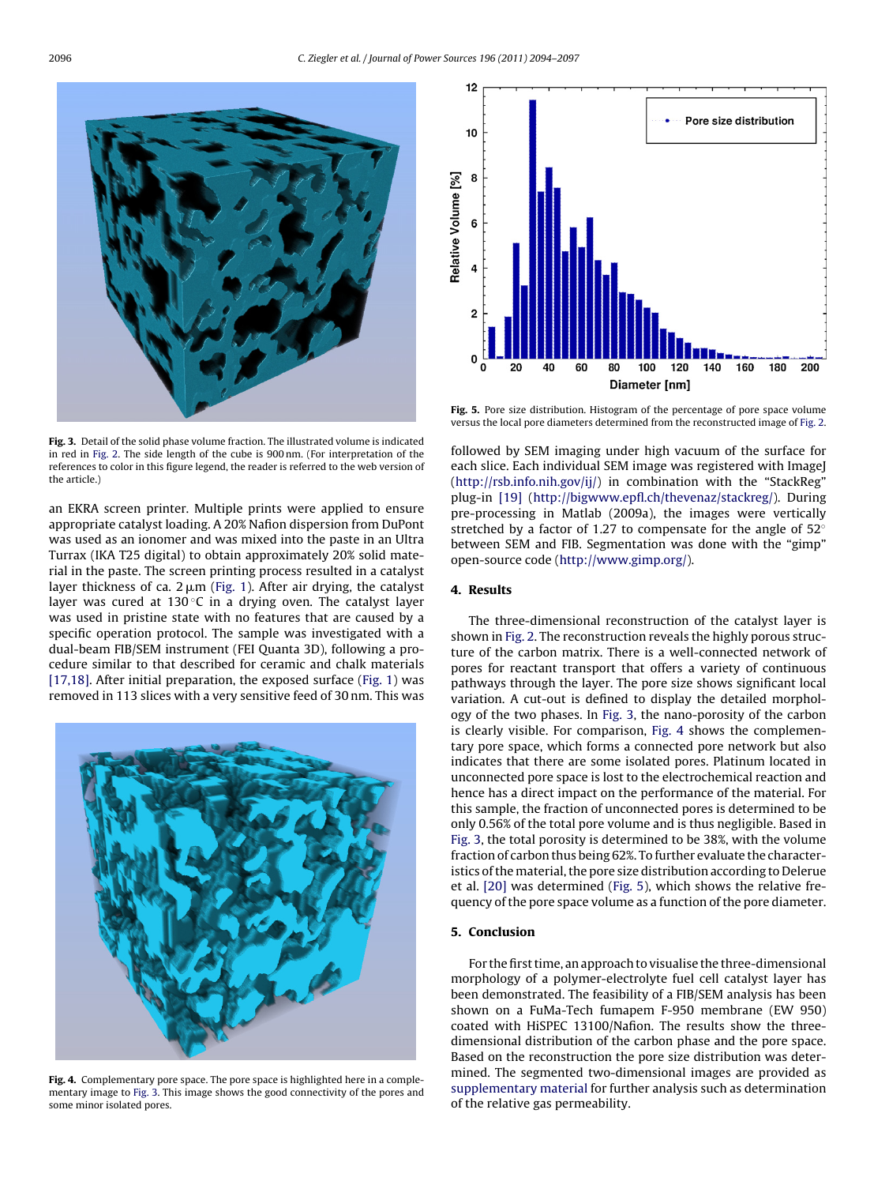Fig. 3. Detail of the solid phase volume fraction. The illustrated volume is indicated in red in Fig. 2. The side length of the cube is 900 nm. (For interpretation of the references to color in this figure legend, the reader is referred to the web version of the article.)

an EKRA screen printer. Multiple prints were applied to ensure appropriate catalyst loading. A 20% Nafion dispersion from DuPont was used as an ionomer and was mixed into the paste in an Ultra Turrax (IKA T25 digital) to obtain approximately 20% solid material in the paste. The screen printing process resulted in a catalyst layer thickness of ca. 2 μm (Fig. 1). After air drying, the catalyst layer was cured at 130 °C in a drying oven. The catalyst layer was used in pristine state with no features that are caused by a specific operation protocol. The sample was investigated with a dual-beam FIB/SEM instrument (FEI Quanta 3D), following a procedure similar to that described for ceramic and chalk materials [17,18]. After initial preparation, the exposed surface (Fig. 1) was removed in 113 slices with a very sensitive feed of 30 nm. This was followed by SEM imaging under high vacuum of the surface for each slice. Each individual SEM image was registered with ImageJ (http://rsb.info.nih.gov/ij/) in combination with the "StackReg" plug-in [19] (http://bigwww.epfl.ch/thevenaz/stackreg/). During pre-processing in Matlab (2009a), the images were vertically stretched by a factor of 1.27 to compensate for the angle of 52° between SEM and FIB. Segmentation was done with the "gimp" open-source code (http://www.gimp.org/).

Fig. 4. Complementary pore space. The pore space is highlighted here in a complementary image to Fig. 3. This image shows the good connectivity of the pores and some minor isolated pores.

Fig. 5. Pore size distribution. Histogram of the percentage of pore space volume versus the local pore diameters determined from the reconstructed image of Fig. 2.

## 4. Results

The three-dimensional reconstruction of the catalyst layer is shown in Fig. 2. The reconstruction reveals the highly porous structure of the carbon matrix. There is a well-connected network of pores for reactant transport that offers a variety of continuous pathways through the layer. The pore size shows significant local variation. A cut-out is defined to display the detailed morphology of the two phases. In Fig. 3, the nano-porosity of the carbon is clearly visible. For comparison, Fig. 4 shows the complementary pore space, which forms a connected pore network but also indicates that there are some isolated pores. Platinum located in unconnected pore space is lost to the electrochemical reaction and hence has a direct impact on the performance of the material. For this sample, the fraction of unconnected pores is determined to be only 0.56% of the total pore volume and is thus negligible. Based in Fig. 3, the total porosity is determined to be 38%, with the volume fraction of carbon thus being 62%. To further evaluate the characteristics of the material, the pore size distribution according to Delerue et al. [20] was determined (Fig. 5), which shows the relative frequency of the pore space volume as a function of the pore diameter.

## 5. Conclusion

For the first time, an approach to visualise the three-dimensional morphology of a polymer-electrolyte fuel cell catalyst layer has been demonstrated. The feasibility of a FIB/SEM analysis has been shown on a FuMa-Tech fumapem F-950 membrane (EW 950) coated with HiSPEC 13100/Nafion. The results show the three-dimensional distribution of the carbon phase and the pore space. Based on the reconstruction the pore size distribution was determined. The segmented two-dimensional images are provided as supplementary material for further analysis such as determination of the relative gas permeability.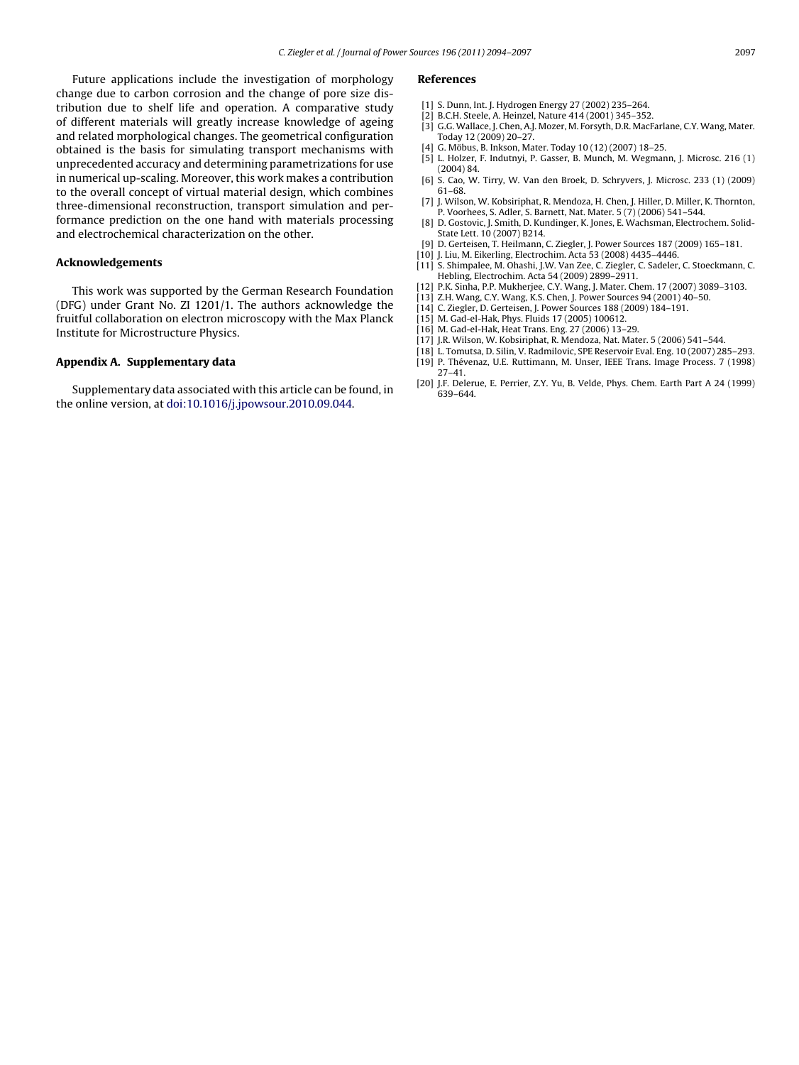Future applications include the investigation of morphology change due to carbon corrosion and the change of pore size distribution due to shelf life and operation. A comparative study of different materials will greatly increase knowledge of ageing and related morphological changes. The geometrical configuration obtained is the basis for simulating transport mechanisms with unprecedented accuracy and determining parametrizations for use in numerical up-scaling. Moreover, this work makes a contribution to the overall concept of virtual material design, which combines three-dimensional reconstruction, transport simulation and performance prediction on the one hand with materials processing and electrochemical characterization on the other.

## Acknowledgements

This work was supported by the German Research Foundation (DFG) under Grant No. ZI 1201/1. The authors acknowledge the fruitful collaboration on electron microscopy with the Max Planck Institute for Microstructure Physics.

## Appendix A. Supplementary data

Supplementary data associated with this article can be found, in the online version, at doi:10.1016/j.jpowsour.2010.09.044.

## References

[1] S. Dunn, Int. J. Hydrogen Energy 27 (2002) 235–264.
[2] B.C.H. Steele, A. Heinzel, Nature 414 (2001) 345–352.
[3] G.G. Wallace, J. Chen, A.J. Mozer, M. Forsyth, D.R. MacFarlane, C.Y. Wang, Mater. Today 12 (2009) 20–27.
[4] G. Möbus, B. Inkson, Mater. Today 10 (12) (2007) 18–25.
[5] L. Holzer, F. Indutnyi, P. Gasser, B. Munch, M. Wegmann, J. Microsc. 216 (1) (2004) 84.
[6] S. Cao, W. Tirry, W. Van den Broek, D. Schryvers, J. Microsc. 233 (1) (2009) 61–68.
[7] J. Wilson, W. Kobsiriphat, R. Mendoza, H. Chen, J. Hiller, D. Miller, K. Thornton, P. Voorhees, S. Adler, S. Barnett, Nat. Mater. 5 (7) (2006) 541–544.
[8] D. Gostovic, J. Smith, D. Kundinger, K. Jones, E. Wachsman, Electrochem. Solid-State Lett. 10 (2007) B214.
[9] D. Gerteisen, T. Heilmann, C. Ziegler, J. Power Sources 187 (2009) 165–181.
[10] J. Liu, M. Eikerling, Electrochim. Acta 53 (2008) 4435–4446.
[11] S. Shimpalee, M. Ohashi, J.W. Van Zee, C. Ziegler, C. Stoeckmann, C. Hebling, Electrochim. Acta 54 (2009) 2899–2911.
[12] P.K. Sinha, P.P. Mukherjee, C.Y. Wang, J. Mater. Chem. 17 (2007) 3089–3103.
[13] Z.H. Wang, C.Y. Wang, K.S. Chen, J. Power Sources 94 (2001) 40–50.
[14] C. Ziegler, D. Gerteisen, J. Power Sources 188 (2009) 184–191.
[15] M. Gad-el-Hak, Phys. Fluids 17 (2005) 100612.
[16] M. Gad-el-Hak, Heat Trans. Eng. 27 (2006) 13–29.
[17] J.R. Wilson, W. Kobsiriphat, R. Mendoza, Nat. Mater. 5 (2006) 541–544.
[18] L. Tomutsa, D. Silin, V. Radmilovic, SPE Reservoir Eval. Eng. 10 (2007) 285–293.
[19] P. Thévenaz, U.E. Ruttimann, M. Unser, IEEE Trans. Image Process. 7 (1998) 27–41.
[20] J.F. Delerue, E. Perrier, Z.Y. Yu, B. Velde, Phys. Chem. Earth Part A 24 (1999) 639–644.